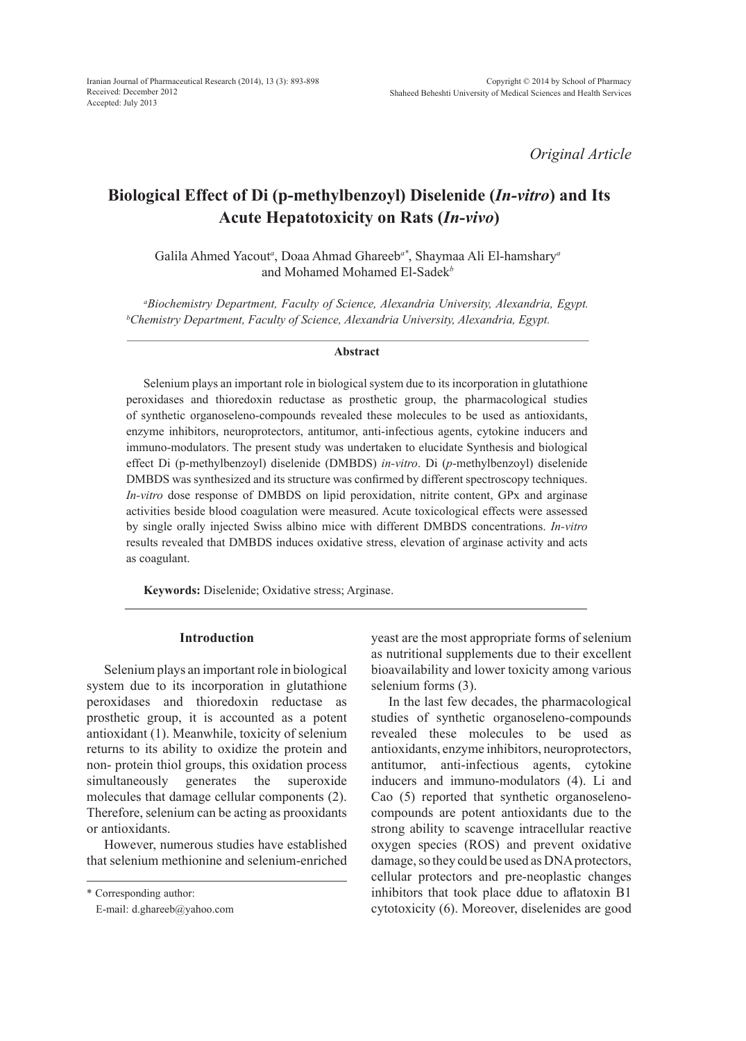*Original Article*

# Biological Effect of Di (p-methylbenzoyl) Diselenide (*In-vitro*) and Its Acute Hepatotoxicity on Rats (*In-vivo*)

Galila Ahmed Yacout[a], Doaa Ahmad Ghareeb[a*], Shaymaa Ali El-hamshary[a] and Mohamed Mohamed El-Sadek[b]

[a]*Biochemistry Department, Faculty of Science, Alexandria University, Alexandria, Egypt.*
[b]*Chemistry Department, Faculty of Science, Alexandria University, Alexandria, Egypt.*

### Abstract

Selenium plays an important role in biological system due to its incorporation in glutathione peroxidases and thioredoxin reductase as prosthetic group, the pharmacological studies of synthetic organoseleno-compounds revealed these molecules to be used as antioxidants, enzyme inhibitors, neuroprotectors, antitumor, anti-infectious agents, cytokine inducers and immuno-modulators. The present study was undertaken to elucidate Synthesis and biological effect Di (p-methylbenzoyl) diselenide (DMBDS) *in-vitro*. Di (*p*-methylbenzoyl) diselenide DMBDS was synthesized and its structure was confirmed by different spectroscopy techniques. *In-vitro* dose response of DMBDS on lipid peroxidation, nitrite content, GPx and arginase activities beside blood coagulation were measured. Acute toxicological effects were assessed by single orally injected Swiss albino mice with different DMBDS concentrations. *In-vitro* results revealed that DMBDS induces oxidative stress, elevation of arginase activity and acts as coagulant.

**Keywords:** Diselenide; Oxidative stress; Arginase.

## Introduction

Selenium plays an important role in biological system due to its incorporation in glutathione peroxidases and thioredoxin reductase as prosthetic group, it is accounted as a potent antioxidant (1). Meanwhile, toxicity of selenium returns to its ability to oxidize the protein and non- protein thiol groups, this oxidation process simultaneously generates the superoxide molecules that damage cellular components (2). Therefore, selenium can be acting as prooxidants or antioxidants.

However, numerous studies have established that selenium methionine and selenium-enriched yeast are the most appropriate forms of selenium as nutritional supplements due to their excellent bioavailability and lower toxicity among various selenium forms (3).

In the last few decades, the pharmacological studies of synthetic organoseleno-compounds revealed these molecules to be used as antioxidants, enzyme inhibitors, neuroprotectors, antitumor, anti-infectious agents, cytokine inducers and immuno-modulators (4). Li and Cao (5) reported that synthetic organoseleno-compounds are potent antioxidants due to the strong ability to scavenge intracellular reactive oxygen species (ROS) and prevent oxidative damage, so they could be used as DNA protectors, cellular protectors and pre-neoplastic changes inhibitors that took place ddue to aflatoxin B1 cytotoxicity (6). Moreover, diselenides are good

\* Corresponding author:
E-mail: d.ghareeb@yahoo.com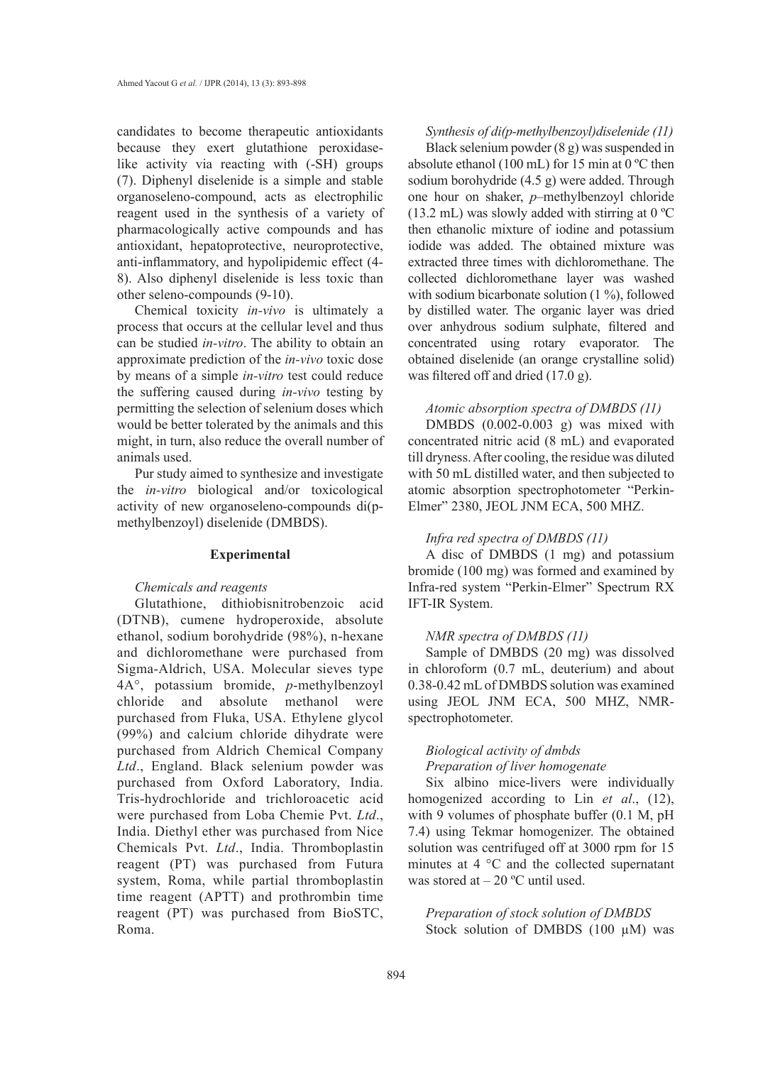candidates to become therapeutic antioxidants because they exert glutathione peroxidase-like activity via reacting with (-SH) groups (7). Diphenyl diselenide is a simple and stable organoseleno-compound, acts as electrophilic reagent used in the synthesis of a variety of pharmacologically active compounds and has antioxidant, hepatoprotective, neuroprotective, anti-inflammatory, and hypolipidemic effect (4-8). Also diphenyl diselenide is less toxic than other seleno-compounds (9-10).

Chemical toxicity *in-vivo* is ultimately a process that occurs at the cellular level and thus can be studied *in-vitro*. The ability to obtain an approximate prediction of the *in-vivo* toxic dose by means of a simple *in-vitro* test could reduce the suffering caused during *in-vivo* testing by permitting the selection of selenium doses which would be better tolerated by the animals and this might, in turn, also reduce the overall number of animals used.

Pur study aimed to synthesize and investigate the *in-vitro* biological and/or toxicological activity of new organoseleno-compounds di(p-methylbenzoyl) diselenide (DMBDS).

## Experimental

### *Chemicals and reagents*

Glutathione, dithiobisnitrobenzoic acid (DTNB), cumene hydroperoxide, absolute ethanol, sodium borohydride (98%), n-hexane and dichloromethane were purchased from Sigma-Aldrich, USA. Molecular sieves type 4A°, potassium bromide, *p*-methylbenzoyl chloride and absolute methanol were purchased from Fluka, USA. Ethylene glycol (99%) and calcium chloride dihydrate were purchased from Aldrich Chemical Company *Ltd*., England. Black selenium powder was purchased from Oxford Laboratory, India. Tris-hydrochloride and trichloroacetic acid were purchased from Loba Chemie Pvt. *Ltd*., India. Diethyl ether was purchased from Nice Chemicals Pvt. *Ltd*., India. Thromboplastin reagent (PT) was purchased from Futura system, Roma, while partial thromboplastin time reagent (APTT) and prothrombin time reagent (PT) was purchased from BioSTC, Roma.

### *Synthesis of di(p-methylbenzoyl)diselenide (11)*

Black selenium powder (8 g) was suspended in absolute ethanol (100 mL) for 15 min at 0 ºC then sodium borohydride (4.5 g) were added. Through one hour on shaker, *p*–methylbenzoyl chloride (13.2 mL) was slowly added with stirring at 0 ºC then ethanolic mixture of iodine and potassium iodide was added. The obtained mixture was extracted three times with dichloromethane. The collected dichloromethane layer was washed with sodium bicarbonate solution (1 %), followed by distilled water. The organic layer was dried over anhydrous sodium sulphate, filtered and concentrated using rotary evaporator. The obtained diselenide (an orange crystalline solid) was filtered off and dried (17.0 g).

### *Atomic absorption spectra of DMBDS (11)*

DMBDS (0.002-0.003 g) was mixed with concentrated nitric acid (8 mL) and evaporated till dryness. After cooling, the residue was diluted with 50 mL distilled water, and then subjected to atomic absorption spectrophotometer "Perkin-Elmer" 2380, JEOL JNM ECA, 500 MHZ.

### *Infra red spectra of DMBDS (11)*

A disc of DMBDS (1 mg) and potassium bromide (100 mg) was formed and examined by Infra-red system "Perkin-Elmer" Spectrum RX IFT-IR System.

### *NMR spectra of DMBDS (11)*

Sample of DMBDS (20 mg) was dissolved in chloroform (0.7 mL, deuterium) and about 0.38-0.42 mL of DMBDS solution was examined using JEOL JNM ECA, 500 MHZ, NMR-spectrophotometer.

### *Biological activity of dmbds*

#### *Preparation of liver homogenate*

Six albino mice-livers were individually homogenized according to Lin *et al*., (12), with 9 volumes of phosphate buffer (0.1 M, pH 7.4) using Tekmar homogenizer. The obtained solution was centrifuged off at 3000 rpm for 15 minutes at 4 °C and the collected supernatant was stored at – 20 ºC until used.

#### *Preparation of stock solution of DMBDS*

Stock solution of DMBDS (100 μM) was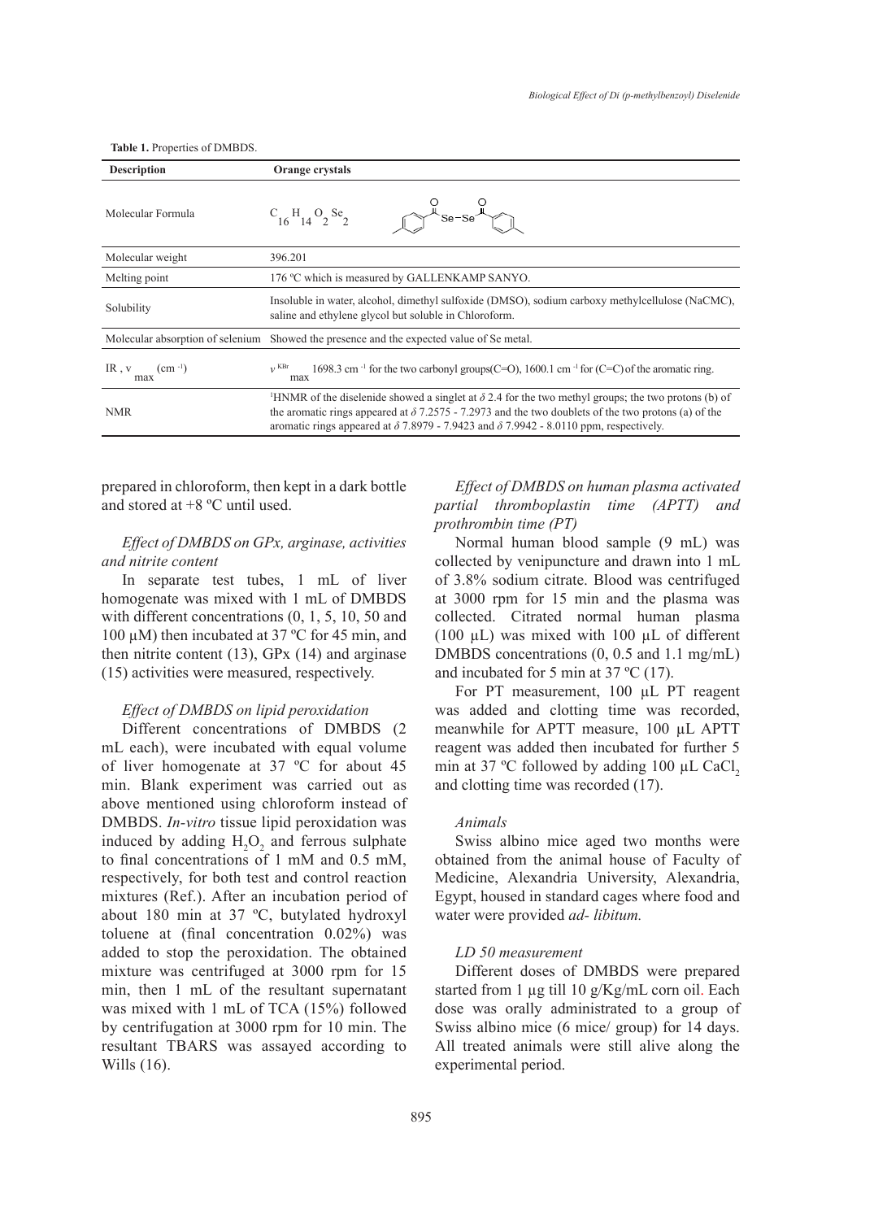**Table 1.** Properties of DMBDS.

| Description | Orange crystals |
|---|---|
| Molecular Formula | $C_{16}H_{14}O_2Se_2$ |
| Molecular weight | 396.201 |
| Melting point | 176 ºC which is measured by GALLENKAMP SANYO. |
| Solubility | Insoluble in water, alcohol, dimethyl sulfoxide (DMSO), sodium carboxy methylcellulose (NaCMC), saline and ethylene glycol but soluble in Chloroform. |
| Molecular absorption of selenium | Showed the presence and the expected value of Se metal. |
| IR , $\nu_{max}$ (cm$^{-1}$) | $\nu^{KBr}_{max}$ 1698.3 cm$^{-1}$ for the two carbonyl groups(C=O), 1600.1 cm$^{-1}$ for (C=C) of the aromatic ring. |
| NMR | $^{1}$HNMR of the diselenide showed a singlet at $\delta$ 2.4 for the two methyl groups; the two protons (b) of the aromatic rings appeared at $\delta$ 7.2575 - 7.2973 and the two doublets of the two protons (a) of the aromatic rings appeared at $\delta$ 7.8979 - 7.9423 and $\delta$ 7.9942 - 8.0110 ppm, respectively. |

prepared in chloroform, then kept in a dark bottle and stored at +8 ºC until used.

### *Effect of DMBDS on GPx, arginase, activities and nitrite content*

In separate test tubes, 1 mL of liver homogenate was mixed with 1 mL of DMBDS with different concentrations (0, 1, 5, 10, 50 and 100 µM) then incubated at 37 ºC for 45 min, and then nitrite content (13), GPx (14) and arginase (15) activities were measured, respectively.

### *Effect of DMBDS on lipid peroxidation*

Different concentrations of DMBDS (2 mL each), were incubated with equal volume of liver homogenate at 37 ºC for about 45 min. Blank experiment was carried out as above mentioned using chloroform instead of DMBDS. *In-vitro* tissue lipid peroxidation was induced by adding $H_2O_2$ and ferrous sulphate to final concentrations of 1 mM and 0.5 mM, respectively, for both test and control reaction mixtures (Ref.). After an incubation period of about 180 min at 37 ºC, butylated hydroxyl toluene at (final concentration 0.02%) was added to stop the peroxidation. The obtained mixture was centrifuged at 3000 rpm for 15 min, then 1 mL of the resultant supernatant was mixed with 1 mL of TCA (15%) followed by centrifugation at 3000 rpm for 10 min. The resultant TBARS was assayed according to Wills (16).

### *Effect of DMBDS on human plasma activated partial thromboplastin time (APTT) and prothrombin time (PT)*

Normal human blood sample (9 mL) was collected by venipuncture and drawn into 1 mL of 3.8% sodium citrate. Blood was centrifuged at 3000 rpm for 15 min and the plasma was collected. Citrated normal human plasma (100 µL) was mixed with 100 µL of different DMBDS concentrations (0, 0.5 and 1.1 mg/mL) and incubated for 5 min at 37 ºC (17).

For PT measurement, 100 µL PT reagent was added and clotting time was recorded, meanwhile for APTT measure, 100 µL APTT reagent was added then incubated for further 5 min at 37 ºC followed by adding 100 µL $CaCl_2$ and clotting time was recorded (17).

### *Animals*

Swiss albino mice aged two months were obtained from the animal house of Faculty of Medicine, Alexandria University, Alexandria, Egypt, housed in standard cages where food and water were provided *ad- libitum.*

### *LD 50 measurement*

Different doses of DMBDS were prepared started from 1 µg till 10 g/Kg/mL corn oil. Each dose was orally administrated to a group of Swiss albino mice (6 mice/ group) for 14 days. All treated animals were still alive along the experimental period.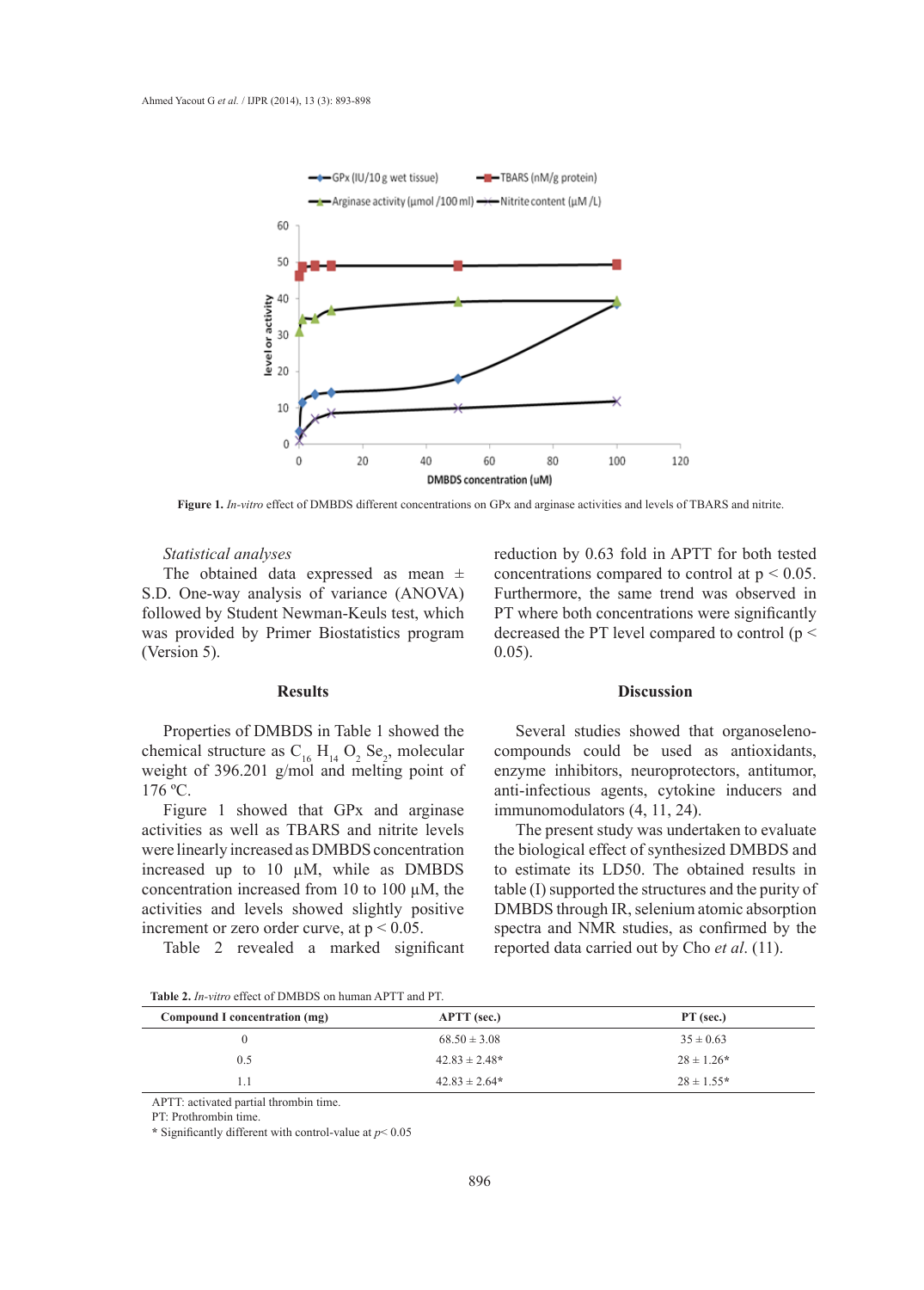Figure 1. *In-vitro* effect of DMBDS different concentrations on GPx and arginase activities and levels of TBARS and nitrite.

*Statistical analyses*

The obtained data expressed as mean ± S.D. One-way analysis of variance (ANOVA) followed by Student Newman-Keuls test, which was provided by Primer Biostatistics program (Version 5).

## Results

Properties of DMBDS in Table 1 showed the chemical structure as $C_{16}$ $H_{14}$ $O_2$ $Se_2$, molecular weight of 396.201 g/mol and melting point of 176 ºC.

Figure 1 showed that GPx and arginase activities as well as TBARS and nitrite levels were linearly increased as DMBDS concentration increased up to 10 µM, while as DMBDS concentration increased from 10 to 100 µM, the activities and levels showed slightly positive increment or zero order curve, at $p < 0.05$.

Table 2 revealed a marked significant reduction by 0.63 fold in APTT for both tested concentrations compared to control at $p < 0.05$. Furthermore, the same trend was observed in PT where both concentrations were significantly decreased the PT level compared to control ($p < 0.05$).

## Discussion

Several studies showed that organoseleno-compounds could be used as antioxidants, enzyme inhibitors, neuroprotectors, antitumor, anti-infectious agents, cytokine inducers and immunomodulators (4, 11, 24).

The present study was undertaken to evaluate the biological effect of synthesized DMBDS and to estimate its LD50. The obtained results in table (I) supported the structures and the purity of DMBDS through IR, selenium atomic absorption spectra and NMR studies, as confirmed by the reported data carried out by Cho *et al*. (11).

**Table 2.** *In-vitro* effect of DMBDS on human APTT and PT.

| Compound I concentration (mg) | APTT (sec.) | PT (sec.) |
|---|---|---|
| 0 | 68.50 ± 3.08 | 35 ± 0.63 |
| 0.5 | 42.83 ± 2.48* | 28 ± 1.26* |
| 1.1 | 42.83 ± 2.64* | 28 ± 1.55* |

APTT: activated partial thrombin time.
PT: Prothrombin time.
* Significantly different with control-value at $p< 0.05$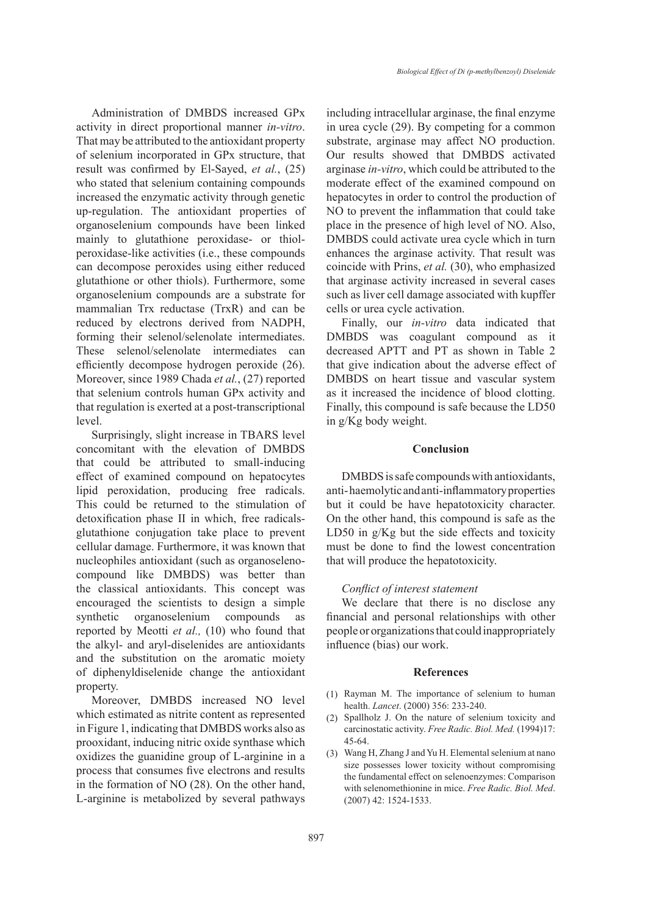Administration of DMBDS increased GPx activity in direct proportional manner *in-vitro*. That may be attributed to the antioxidant property of selenium incorporated in GPx structure, that result was confirmed by El-Sayed, *et al.*, (25) who stated that selenium containing compounds increased the enzymatic activity through genetic up-regulation. The antioxidant properties of organoselenium compounds have been linked mainly to glutathione peroxidase- or thiol-peroxidase-like activities (i.e., these compounds can decompose peroxides using either reduced glutathione or other thiols). Furthermore, some organoselenium compounds are a substrate for mammalian Trx reductase (TrxR) and can be reduced by electrons derived from NADPH, forming their selenol/selenolate intermediates. These selenol/selenolate intermediates can efficiently decompose hydrogen peroxide (26). Moreover, since 1989 Chada *et al.*, (27) reported that selenium controls human GPx activity and that regulation is exerted at a post-transcriptional level.

Surprisingly, slight increase in TBARS level concomitant with the elevation of DMBDS that could be attributed to small-inducing effect of examined compound on hepatocytes lipid peroxidation, producing free radicals. This could be returned to the stimulation of detoxification phase II in which, free radicals-glutathione conjugation take place to prevent cellular damage. Furthermore, it was known that nucleophiles antioxidant (such as organoseleno-compound like DMBDS) was better than the classical antioxidants. This concept was encouraged the scientists to design a simple synthetic organoselenium compounds as reported by Meotti *et al.,* (10) who found that the alkyl- and aryl-diselenides are antioxidants and the substitution on the aromatic moiety of diphenyldiselenide change the antioxidant property.

Moreover, DMBDS increased NO level which estimated as nitrite content as represented in Figure 1, indicating that DMBDS works also as prooxidant, inducing nitric oxide synthase which oxidizes the guanidine group of L-arginine in a process that consumes five electrons and results in the formation of NO (28). On the other hand, L-arginine is metabolized by several pathways including intracellular arginase, the final enzyme in urea cycle (29). By competing for a common substrate, arginase may affect NO production. Our results showed that DMBDS activated arginase *in-vitro*, which could be attributed to the moderate effect of the examined compound on hepatocytes in order to control the production of NO to prevent the inflammation that could take place in the presence of high level of NO. Also, DMBDS could activate urea cycle which in turn enhances the arginase activity. That result was coincide with Prins, *et al.* (30), who emphasized that arginase activity increased in several cases such as liver cell damage associated with kupffer cells or urea cycle activation.

Finally, our *in-vitro* data indicated that DMBDS was coagulant compound as it decreased APTT and PT as shown in Table 2 that give indication about the adverse effect of DMBDS on heart tissue and vascular system as it increased the incidence of blood clotting. Finally, this compound is safe because the LD50 in g/Kg body weight.

## Conclusion

DMBDS is safe compounds with antioxidants, anti- haemolytic and anti-inflammatory properties but it could be have hepatotoxicity character. On the other hand, this compound is safe as the LD50 in g/Kg but the side effects and toxicity must be done to find the lowest concentration that will produce the hepatotoxicity.

### *Conflict of interest statement*

We declare that there is no disclose any financial and personal relationships with other people or organizations that could inappropriately influence (bias) our work.

## References

(1) Rayman M. The importance of selenium to human health. *Lancet*. (2000) 356: 233-240.

(2) Spallholz J. On the nature of selenium toxicity and carcinostatic activity. *Free Radic. Biol. Med.* (1994)17: 45-64.

(3) Wang H, Zhang J and Yu H. Elemental selenium at nano size possesses lower toxicity without compromising the fundamental effect on selenoenzymes: Comparison with selenomethionine in mice. *Free Radic. Biol. Med*. (2007) 42: 1524-1533.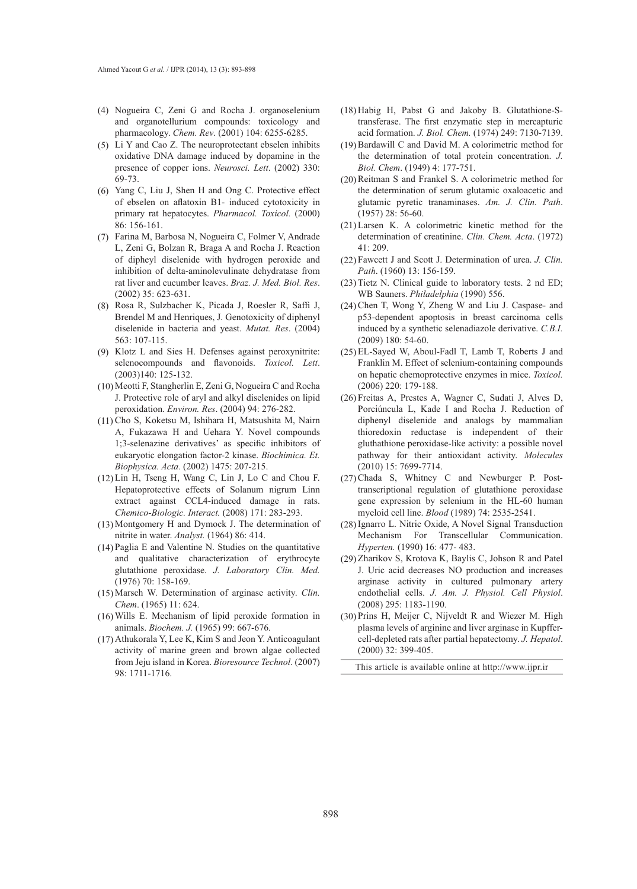(4) Nogueira C, Zeni G and Rocha J. organoselenium and organotellurium compounds: toxicology and pharmacology. *Chem. Rev*. (2001) 104: 6255-6285.

(5) Li Y and Cao Z. The neuroprotectant ebselen inhibits oxidative DNA damage induced by dopamine in the presence of copper ions. *Neurosci. Lett*. (2002) 330: 69-73.

(6) Yang C, Liu J, Shen H and Ong C. Protective effect of ebselen on aflatoxin B1- induced cytotoxicity in primary rat hepatocytes. *Pharmacol. Toxicol.* (2000) 86: 156-161.

(7) Farina M, Barbosa N, Nogueira C, Folmer V, Andrade L, Zeni G, Bolzan R, Braga A and Rocha J. Reaction of dipheyl diselenide with hydrogen peroxide and inhibition of delta-aminolevulinate dehydratase from rat liver and cucumber leaves. *Braz. J. Med. Biol. Res*. (2002) 35: 623-631.

(8) Rosa R, Sulzbacher K, Picada J, Roesler R, Saffi J, Brendel M and Henriques, J. Genotoxicity of diphenyl diselenide in bacteria and yeast. *Mutat. Res*. (2004) 563: 107-115.

(9) Klotz L and Sies H. Defenses against peroxynitrite: selenocompounds and flavonoids. *Toxicol. Lett*. (2003)140: 125-132.

(10) Meotti F, Stangherlin E, Zeni G, Nogueira C and Rocha J. Protective role of aryl and alkyl diselenides on lipid peroxidation. *Environ. Res*. (2004) 94: 276-282.

(11) Cho S, Koketsu M, Ishihara H, Matsushita M, Nairn A, Fukazawa H and Uehara Y. Novel compounds 1;3-selenazine derivatives' as specific inhibitors of eukaryotic elongation factor-2 kinase. *Biochimica. Et. Biophysica. Acta.* (2002) 1475: 207-215.

(12) Lin H, Tseng H, Wang C, Lin J, Lo C and Chou F. Hepatoprotective effects of Solanum nigrum Linn extract against CCL4-induced damage in rats. *Chemico-Biologic. Interact.* (2008) 171: 283-293.

(13) Montgomery H and Dymock J. The determination of nitrite in water. *Analyst.* (1964) 86: 414.

(14) Paglia E and Valentine N. Studies on the quantitative and qualitative characterization of erythrocyte glutathione peroxidase. *J. Laboratory Clin. Med.* (1976) 70: 158-169.

(15) Marsch W. Determination of arginase activity. *Clin. Chem*. (1965) 11: 624.

(16) Wills E. Mechanism of lipid peroxide formation in animals. *Biochem. J.* (1965) 99: 667-676.

(17) Athukorala Y, Lee K, Kim S and Jeon Y. Anticoagulant activity of marine green and brown algae collected from Jeju island in Korea. *Bioresource Technol*. (2007) 98: 1711-1716.

(18) Habig H, Pabst G and Jakoby B. Glutathione-S-transferase. The first enzymatic step in mercapturic acid formation. *J. Biol. Chem.* (1974) 249: 7130-7139.

(19) Bardawill C and David M. A colorimetric method for the determination of total protein concentration. *J. Biol. Chem*. (1949) 4: 177-751.

(20) Reitman S and Frankel S. A colorimetric method for the determination of serum glutamic oxaloacetic and glutamic pyretic tranaminases. *Am. J. Clin. Path*. (1957) 28: 56-60.

(21) Larsen K. A colorimetric kinetic method for the determination of creatinine. *Clin. Chem. Acta*. (1972) 41: 209.

(22) Fawcett J and Scott J. Determination of urea. *J. Clin. Path*. (1960) 13: 156-159.

(23) Tietz N. Clinical guide to laboratory tests. 2 nd ED; WB Sauners. *Philadelphia* (1990) 556.

(24) Chen T, Wong Y, Zheng W and Liu J. Caspase- and p53-dependent apoptosis in breast carcinoma cells induced by a synthetic selenadiazole derivative. *C.B.I.* (2009) 180: 54-60.

(25) EL-Sayed W, Aboul-Fadl T, Lamb T, Roberts J and Franklin M. Effect of selenium-containing compounds on hepatic chemoprotective enzymes in mice. *Toxicol.* (2006) 220: 179-188.

(26) Freitas A, Prestes A, Wagner C, Sudati J, Alves D, Porciúncula L, Kade I and Rocha J. Reduction of diphenyl diselenide and analogs by mammalian thioredoxin reductase is independent of their gluthathione peroxidase-like activity: a possible novel pathway for their antioxidant activity. *Molecules* (2010) 15: 7699-7714.

(27) Chada S, Whitney C and Newburger P. Post-transcriptional regulation of glutathione peroxidase gene expression by selenium in the HL-60 human myeloid cell line. *Blood* (1989) 74: 2535-2541.

(28) Ignarro L. Nitric Oxide, A Novel Signal Transduction Mechanism For Transcellular Communication. *Hyperten.* (1990) 16: 477- 483.

(29) Zharikov S, Krotova K, Baylis C, Johson R and Patel J. Uric acid decreases NO production and increases arginase activity in cultured pulmonary artery endothelial cells. *J. Am. J. Physiol. Cell Physiol*. (2008) 295: 1183-1190.

(30) Prins H, Meijer C, Nijveldt R and Wiezer M. High plasma levels of arginine and liver arginase in Kupffer-cell-depleted rats after partial hepatectomy. *J. Hepatol*. (2000) 32: 399-405.

This article is available online at http://www.ijpr.ir